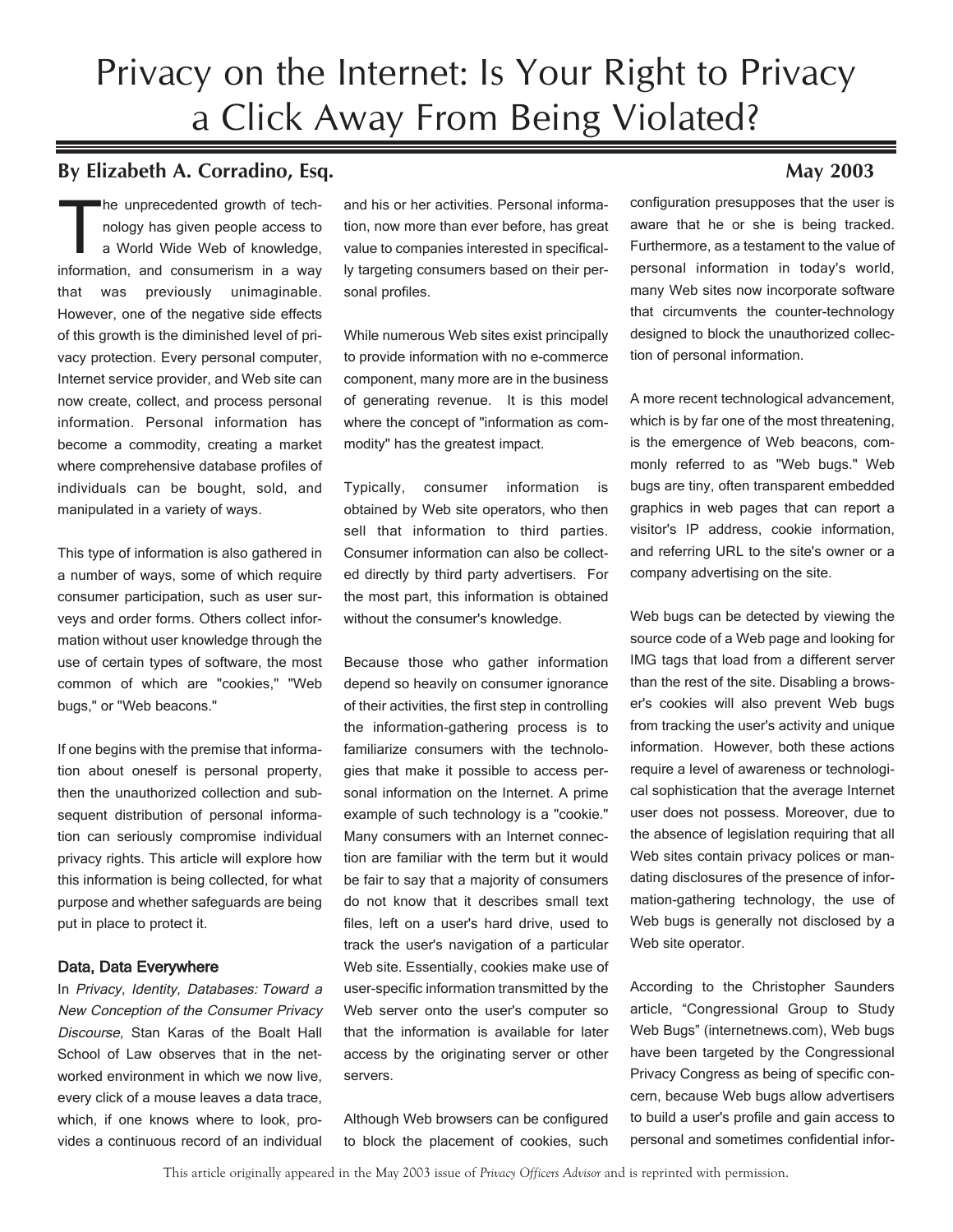# Privacy on the Internet: Is Your Right to Privacy a Click Away From Being Violated?

**By Elizabeth A. Corradino, Esq.** **May 2003**

The unprecedented growth of technology has given people access to a World Wide Web of knowledge, information, and consumerism in a way that was previously unimaginable. However, one of the negative side effects of this growth is the diminished level of privacy protection. Every personal computer, Internet service provider, and Web site can now create, collect, and process personal information. Personal information has become a commodity, creating a market where comprehensive database profiles of individuals can be bought, sold, and manipulated in a variety of ways.

This type of information is also gathered in a number of ways, some of which require consumer participation, such as user surveys and order forms. Others collect information without user knowledge through the use of certain types of software, the most common of which are "cookies," "Web bugs," or "Web beacons."

If one begins with the premise that information about oneself is personal property, then the unauthorized collection and subsequent distribution of personal information can seriously compromise individual privacy rights. This article will explore how this information is being collected, for what purpose and whether safeguards are being put in place to protect it.

### Data, Data Everywhere

In *Privacy, Identity, Databases: Toward a New Conception of the Consumer Privacy Discourse,* Stan Karas of the Boalt Hall School of Law observes that in the networked environment in which we now live, every click of a mouse leaves a data trace, which, if one knows where to look, provides a continuous record of an individual and his or her activities. Personal information, now more than ever before, has great value to companies interested in specifically targeting consumers based on their personal profiles.

While numerous Web sites exist principally to provide information with no e-commerce component, many more are in the business of generating revenue. It is this model where the concept of "information as commodity" has the greatest impact.

Typically, consumer information is obtained by Web site operators, who then sell that information to third parties. Consumer information can also be collected directly by third party advertisers. For the most part, this information is obtained without the consumer's knowledge.

Because those who gather information depend so heavily on consumer ignorance of their activities, the first step in controlling the information-gathering process is to familiarize consumers with the technologies that make it possible to access personal information on the Internet. A prime example of such technology is a "cookie." Many consumers with an Internet connection are familiar with the term but it would be fair to say that a majority of consumers do not know that it describes small text files, left on a user's hard drive, used to track the user's navigation of a particular Web site. Essentially, cookies make use of user-specific information transmitted by the Web server onto the user's computer so that the information is available for later access by the originating server or other servers.

Although Web browsers can be configured to block the placement of cookies, such configuration presupposes that the user is aware that he or she is being tracked. Furthermore, as a testament to the value of personal information in today's world, many Web sites now incorporate software that circumvents the counter-technology designed to block the unauthorized collection of personal information.

A more recent technological advancement, which is by far one of the most threatening, is the emergence of Web beacons, commonly referred to as "Web bugs." Web bugs are tiny, often transparent embedded graphics in web pages that can report a visitor's IP address, cookie information, and referring URL to the site's owner or a company advertising on the site.

Web bugs can be detected by viewing the source code of a Web page and looking for IMG tags that load from a different server than the rest of the site. Disabling a browser's cookies will also prevent Web bugs from tracking the user's activity and unique information. However, both these actions require a level of awareness or technological sophistication that the average Internet user does not possess. Moreover, due to the absence of legislation requiring that all Web sites contain privacy polices or mandating disclosures of the presence of information-gathering technology, the use of Web bugs is generally not disclosed by a Web site operator.

According to the Christopher Saunders article, "Congressional Group to Study Web Bugs" (internetnews.com), Web bugs have been targeted by the Congressional Privacy Congress as being of specific concern, because Web bugs allow advertisers to build a user's profile and gain access to personal and sometimes confidential infor-

This article originally appeared in the May 2003 issue of *Privacy Officers Advisor* and is reprinted with permission.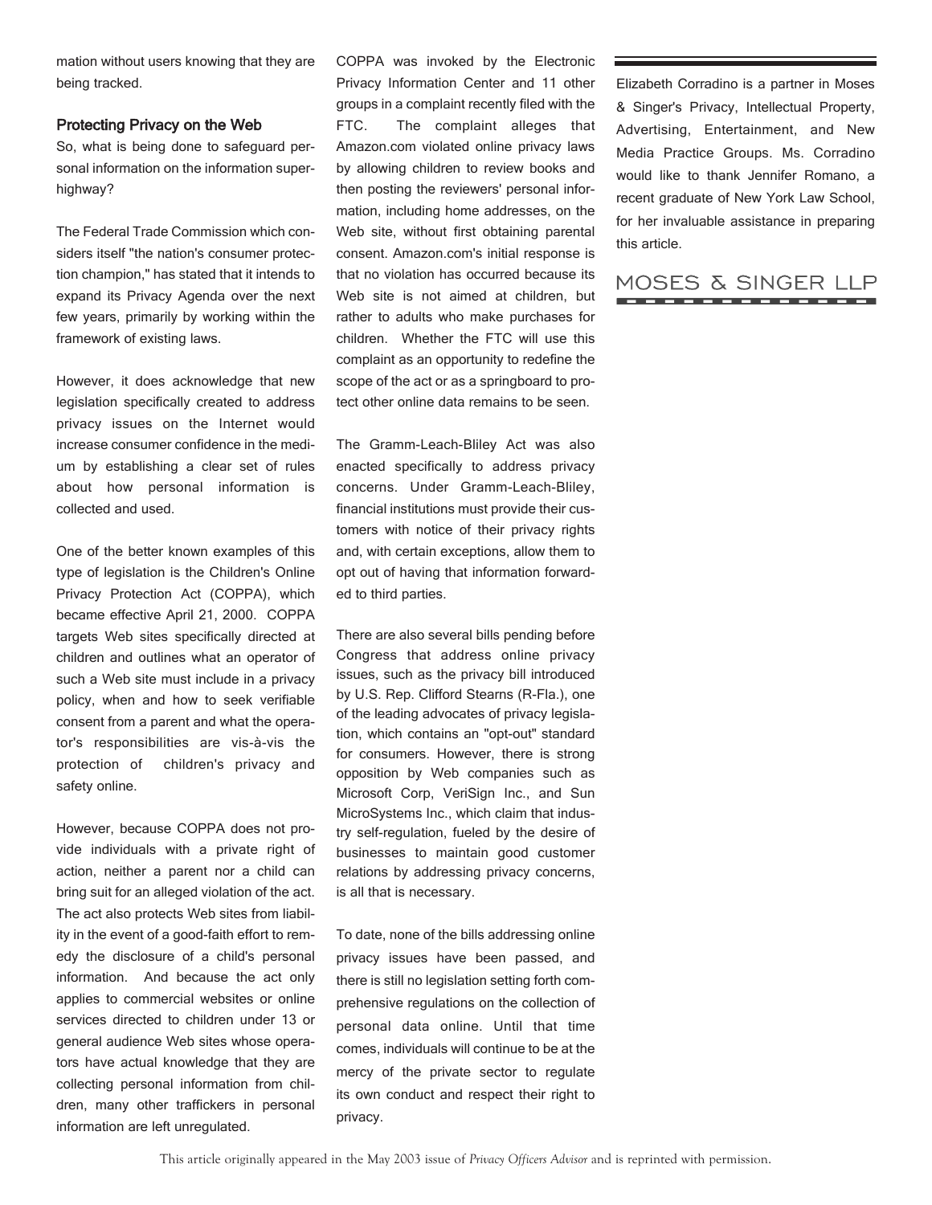mation without users knowing that they are being tracked.

### Protecting Privacy on the Web

So, what is being done to safeguard personal information on the information superhighway?

The Federal Trade Commission which considers itself "the nation's consumer protection champion," has stated that it intends to expand its Privacy Agenda over the next few years, primarily by working within the framework of existing laws.

However, it does acknowledge that new legislation specifically created to address privacy issues on the Internet would increase consumer confidence in the medium by establishing a clear set of rules about how personal information is collected and used.

One of the better known examples of this type of legislation is the Children's Online Privacy Protection Act (COPPA), which became effective April 21, 2000. COPPA targets Web sites specifically directed at children and outlines what an operator of such a Web site must include in a privacy policy, when and how to seek verifiable consent from a parent and what the operator's responsibilities are vis-à-vis the protection of children's privacy and safety online.

However, because COPPA does not provide individuals with a private right of action, neither a parent nor a child can bring suit for an alleged violation of the act. The act also protects Web sites from liability in the event of a good-faith effort to remedy the disclosure of a child's personal information. And because the act only applies to commercial websites or online services directed to children under 13 or general audience Web sites whose operators have actual knowledge that they are collecting personal information from children, many other traffickers in personal information are left unregulated.

COPPA was invoked by the Electronic Privacy Information Center and 11 other groups in a complaint recently filed with the FTC. The complaint alleges that Amazon.com violated online privacy laws by allowing children to review books and then posting the reviewers' personal information, including home addresses, on the Web site, without first obtaining parental consent. Amazon.com's initial response is that no violation has occurred because its Web site is not aimed at children, but rather to adults who make purchases for children. Whether the FTC will use this complaint as an opportunity to redefine the scope of the act or as a springboard to protect other online data remains to be seen.

The Gramm-Leach-Bliley Act was also enacted specifically to address privacy concerns. Under Gramm-Leach-Bliley, financial institutions must provide their customers with notice of their privacy rights and, with certain exceptions, allow them to opt out of having that information forwarded to third parties.

There are also several bills pending before Congress that address online privacy issues, such as the privacy bill introduced by U.S. Rep. Clifford Stearns (R-Fla.), one of the leading advocates of privacy legislation, which contains an "opt-out" standard for consumers. However, there is strong opposition by Web companies such as Microsoft Corp, VeriSign Inc., and Sun MicroSystems Inc., which claim that industry self-regulation, fueled by the desire of businesses to maintain good customer relations by addressing privacy concerns, is all that is necessary.

To date, none of the bills addressing online privacy issues have been passed, and there is still no legislation setting forth comprehensive regulations on the collection of personal data online. Until that time comes, individuals will continue to be at the mercy of the private sector to regulate its own conduct and respect their right to privacy.

---

Elizabeth Corradino is a partner in Moses & Singer's Privacy, Intellectual Property, Advertising, Entertainment, and New Media Practice Groups. Ms. Corradino would like to thank Jennifer Romano, a recent graduate of New York Law School, for her invaluable assistance in preparing this article.

MOSES & SINGER LLP

This article originally appeared in the May 2003 issue of *Privacy Officers Advisor* and is reprinted with permission.